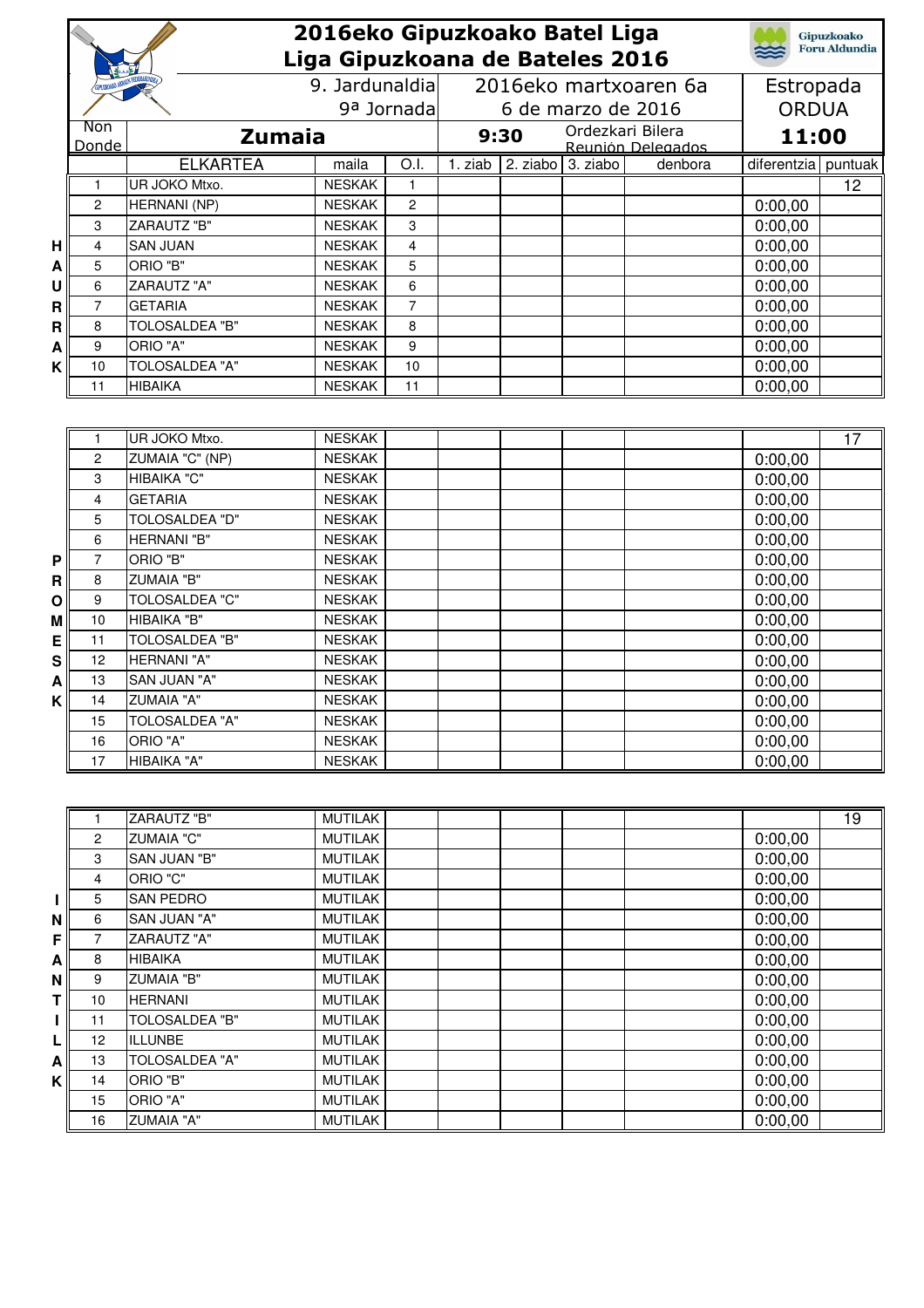# 2016eko Gipuzkoako Batel Liga
# Liga Gipuzkoana de Bateles 2016

| 9. Jardunaldia / 9ª Jornada | 2016eko martxoaren 6a / 6 de marzo de 2016 | Estropada ORDUA |
|---|---|---|
| Non / Donde: **Zumaia** | 9:30 Ordezkari Bilera / Reunión Delegados | 11:00 |

**HAURRAK**

| | ELKARTEA | maila | O.I. | 1. ziab | 2. ziabo | 3. ziabo | denbora | diferentzia | puntuak |
|---|---|---|---|---|---|---|---|---|---|
| 1 | UR JOKO Mtxo. | NESKAK | 1 | | | | | | 12 |
| 2 | HERNANI (NP) | NESKAK | 2 | | | | | 0:00,00 | |
| 3 | ZARAUTZ "B" | NESKAK | 3 | | | | | 0:00,00 | |
| 4 | SAN JUAN | NESKAK | 4 | | | | | 0:00,00 | |
| 5 | ORIO "B" | NESKAK | 5 | | | | | 0:00,00 | |
| 6 | ZARAUTZ "A" | NESKAK | 6 | | | | | 0:00,00 | |
| 7 | GETARIA | NESKAK | 7 | | | | | 0:00,00 | |
| 8 | TOLOSALDEA "B" | NESKAK | 8 | | | | | 0:00,00 | |
| 9 | ORIO "A" | NESKAK | 9 | | | | | 0:00,00 | |
| 10 | TOLOSALDEA "A" | NESKAK | 10 | | | | | 0:00,00 | |
| 11 | HIBAIKA | NESKAK | 11 | | | | | 0:00,00 | |

**PROMESAK**

| | ELKARTEA | maila | O.I. | 1. ziab | 2. ziabo | 3. ziabo | denbora | diferentzia | puntuak |
|---|---|---|---|---|---|---|---|---|---|
| 1 | UR JOKO Mtxo. | NESKAK | | | | | | | 17 |
| 2 | ZUMAIA "C" (NP) | NESKAK | | | | | | 0:00,00 | |
| 3 | HIBAIKA "C" | NESKAK | | | | | | 0:00,00 | |
| 4 | GETARIA | NESKAK | | | | | | 0:00,00 | |
| 5 | TOLOSALDEA "D" | NESKAK | | | | | | 0:00,00 | |
| 6 | HERNANI "B" | NESKAK | | | | | | 0:00,00 | |
| 7 | ORIO "B" | NESKAK | | | | | | 0:00,00 | |
| 8 | ZUMAIA "B" | NESKAK | | | | | | 0:00,00 | |
| 9 | TOLOSALDEA "C" | NESKAK | | | | | | 0:00,00 | |
| 10 | HIBAIKA "B" | NESKAK | | | | | | 0:00,00 | |
| 11 | TOLOSALDEA "B" | NESKAK | | | | | | 0:00,00 | |
| 12 | HERNANI "A" | NESKAK | | | | | | 0:00,00 | |
| 13 | SAN JUAN "A" | NESKAK | | | | | | 0:00,00 | |
| 14 | ZUMAIA "A" | NESKAK | | | | | | 0:00,00 | |
| 15 | TOLOSALDEA "A" | NESKAK | | | | | | 0:00,00 | |
| 16 | ORIO "A" | NESKAK | | | | | | 0:00,00 | |
| 17 | HIBAIKA "A" | NESKAK | | | | | | 0:00,00 | |

**INFANTILAK**

| | ELKARTEA | maila | O.I. | 1. ziab | 2. ziabo | 3. ziabo | denbora | diferentzia | puntuak |
|---|---|---|---|---|---|---|---|---|---|
| 1 | ZARAUTZ "B" | MUTILAK | | | | | | | 19 |
| 2 | ZUMAIA "C" | MUTILAK | | | | | | 0:00,00 | |
| 3 | SAN JUAN "B" | MUTILAK | | | | | | 0:00,00 | |
| 4 | ORIO "C" | MUTILAK | | | | | | 0:00,00 | |
| 5 | SAN PEDRO | MUTILAK | | | | | | 0:00,00 | |
| 6 | SAN JUAN "A" | MUTILAK | | | | | | 0:00,00 | |
| 7 | ZARAUTZ "A" | MUTILAK | | | | | | 0:00,00 | |
| 8 | HIBAIKA | MUTILAK | | | | | | 0:00,00 | |
| 9 | ZUMAIA "B" | MUTILAK | | | | | | 0:00,00 | |
| 10 | HERNANI | MUTILAK | | | | | | 0:00,00 | |
| 11 | TOLOSALDEA "B" | MUTILAK | | | | | | 0:00,00 | |
| 12 | ILLUNBE | MUTILAK | | | | | | 0:00,00 | |
| 13 | TOLOSALDEA "A" | MUTILAK | | | | | | 0:00,00 | |
| 14 | ORIO "B" | MUTILAK | | | | | | 0:00,00 | |
| 15 | ORIO "A" | MUTILAK | | | | | | 0:00,00 | |
| 16 | ZUMAIA "A" | MUTILAK | | | | | | 0:00,00 | |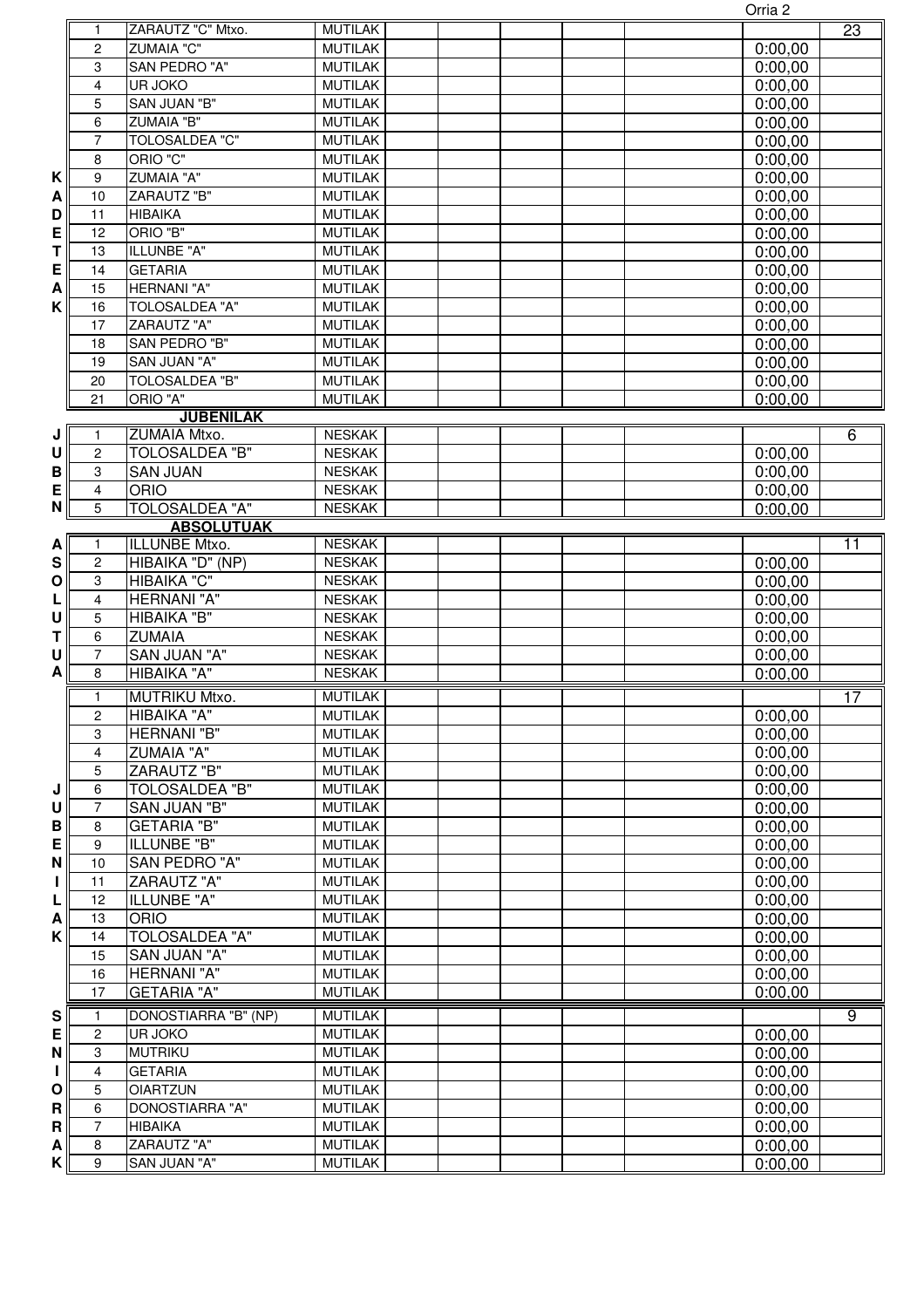| | | | | | | | | | | |
|---|---|---|---|---|---|---|---|---|---|---|
| | 1 | ZARAUTZ "C" Mtxo. | MUTILAK | | | | | | | 23 |
| | 2 | ZUMAIA "C" | MUTILAK | | | | | | 0:00,00 | |
| | 3 | SAN PEDRO "A" | MUTILAK | | | | | | 0:00,00 | |
| | 4 | UR JOKO | MUTILAK | | | | | | 0:00,00 | |
| | 5 | SAN JUAN "B" | MUTILAK | | | | | | 0:00,00 | |
| | 6 | ZUMAIA "B" | MUTILAK | | | | | | 0:00,00 | |
| | 7 | TOLOSALDEA "C" | MUTILAK | | | | | | 0:00,00 | |
| | 8 | ORIO "C" | MUTILAK | | | | | | 0:00,00 | |
| K | 9 | ZUMAIA "A" | MUTILAK | | | | | | 0:00,00 | |
| A | 10 | ZARAUTZ "B" | MUTILAK | | | | | | 0:00,00 | |
| D | 11 | HIBAIKA | MUTILAK | | | | | | 0:00,00 | |
| E | 12 | ORIO "B" | MUTILAK | | | | | | 0:00,00 | |
| T | 13 | ILLUNBE "A" | MUTILAK | | | | | | 0:00,00 | |
| E | 14 | GETARIA | MUTILAK | | | | | | 0:00,00 | |
| A | 15 | HERNANI "A" | MUTILAK | | | | | | 0:00,00 | |
| K | 16 | TOLOSALDEA "A" | MUTILAK | | | | | | 0:00,00 | |
| | 17 | ZARAUTZ "A" | MUTILAK | | | | | | 0:00,00 | |
| | 18 | SAN PEDRO "B" | MUTILAK | | | | | | 0:00,00 | |
| | 19 | SAN JUAN "A" | MUTILAK | | | | | | 0:00,00 | |
| | 20 | TOLOSALDEA "B" | MUTILAK | | | | | | 0:00,00 | |
| | 21 | ORIO "A" | MUTILAK | | | | | | 0:00,00 | |

**JUBENILAK**

| | | | | | | | | | | |
|---|---|---|---|---|---|---|---|---|---|---|
| J | 1 | ZUMAIA Mtxo. | NESKAK | | | | | | | 6 |
| U | 2 | TOLOSALDEA "B" | NESKAK | | | | | | 0:00,00 | |
| B | 3 | SAN JUAN | NESKAK | | | | | | 0:00,00 | |
| E | 4 | ORIO | NESKAK | | | | | | 0:00,00 | |
| N | 5 | TOLOSALDEA "A" | NESKAK | | | | | | 0:00,00 | |

**ABSOLUTUAK**

| | | | | | | | | | | |
|---|---|---|---|---|---|---|---|---|---|---|
| A | 1 | ILLUNBE Mtxo. | NESKAK | | | | | | | 11 |
| S | 2 | HIBAIKA "D" (NP) | NESKAK | | | | | | 0:00,00 | |
| O | 3 | HIBAIKA "C" | NESKAK | | | | | | 0:00,00 | |
| L | 4 | HERNANI "A" | NESKAK | | | | | | 0:00,00 | |
| U | 5 | HIBAIKA "B" | NESKAK | | | | | | 0:00,00 | |
| T | 6 | ZUMAIA | NESKAK | | | | | | 0:00,00 | |
| U | 7 | SAN JUAN "A" | NESKAK | | | | | | 0:00,00 | |
| A | 8 | HIBAIKA "A" | NESKAK | | | | | | 0:00,00 | |

| | | | | | | | | | | |
|---|---|---|---|---|---|---|---|---|---|---|
| | 1 | MUTRIKU Mtxo. | MUTILAK | | | | | | | 17 |
| | 2 | HIBAIKA "A" | MUTILAK | | | | | | 0:00,00 | |
| | 3 | HERNANI "B" | MUTILAK | | | | | | 0:00,00 | |
| | 4 | ZUMAIA "A" | MUTILAK | | | | | | 0:00,00 | |
| | 5 | ZARAUTZ "B" | MUTILAK | | | | | | 0:00,00 | |
| J | 6 | TOLOSALDEA "B" | MUTILAK | | | | | | 0:00,00 | |
| U | 7 | SAN JUAN "B" | MUTILAK | | | | | | 0:00,00 | |
| B | 8 | GETARIA "B" | MUTILAK | | | | | | 0:00,00 | |
| E | 9 | ILLUNBE "B" | MUTILAK | | | | | | 0:00,00 | |
| N | 10 | SAN PEDRO "A" | MUTILAK | | | | | | 0:00,00 | |
| I | 11 | ZARAUTZ "A" | MUTILAK | | | | | | 0:00,00 | |
| L | 12 | ILLUNBE "A" | MUTILAK | | | | | | 0:00,00 | |
| A | 13 | ORIO | MUTILAK | | | | | | 0:00,00 | |
| K | 14 | TOLOSALDEA "A" | MUTILAK | | | | | | 0:00,00 | |
| | 15 | SAN JUAN "A" | MUTILAK | | | | | | 0:00,00 | |
| | 16 | HERNANI "A" | MUTILAK | | | | | | 0:00,00 | |
| | 17 | GETARIA "A" | MUTILAK | | | | | | 0:00,00 | |

| | | | | | | | | | | |
|---|---|---|---|---|---|---|---|---|---|---|
| S | 1 | DONOSTIARRA "B" (NP) | MUTILAK | | | | | | | 9 |
| E | 2 | UR JOKO | MUTILAK | | | | | | 0:00,00 | |
| N | 3 | MUTRIKU | MUTILAK | | | | | | 0:00,00 | |
| I | 4 | GETARIA | MUTILAK | | | | | | 0:00,00 | |
| O | 5 | OIARTZUN | MUTILAK | | | | | | 0:00,00 | |
| R | 6 | DONOSTIARRA "A" | MUTILAK | | | | | | 0:00,00 | |
| R | 7 | HIBAIKA | MUTILAK | | | | | | 0:00,00 | |
| A | 8 | ZARAUTZ "A" | MUTILAK | | | | | | 0:00,00 | |
| K | 9 | SAN JUAN "A" | MUTILAK | | | | | | 0:00,00 | |